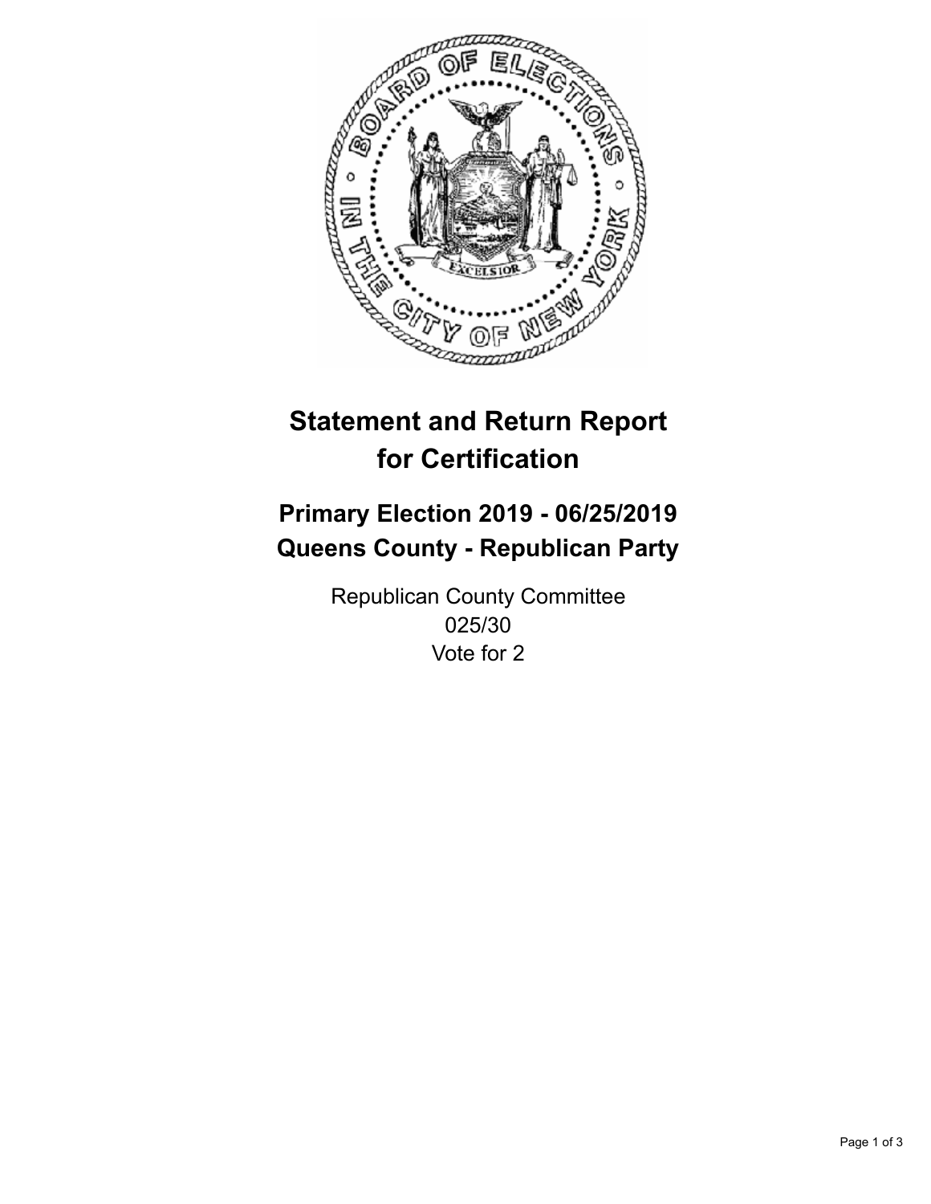# Statement and Return Report for Certification

## Primary Election 2019 - 06/25/2019
## Queens County - Republican Party

Republican County Committee
025/30
Vote for 2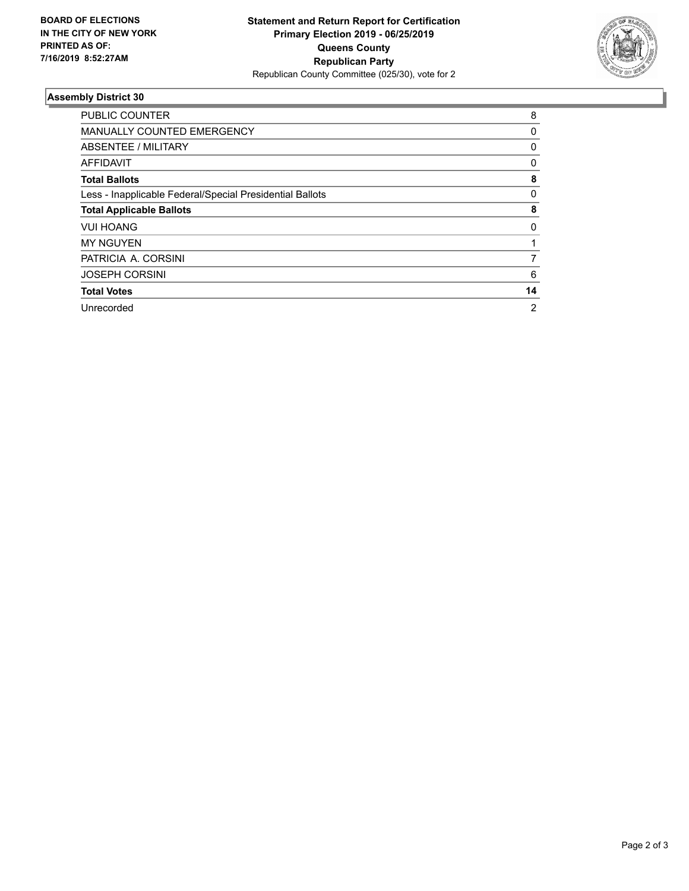**BOARD OF ELECTIONS**
**IN THE CITY OF NEW YORK**
**PRINTED AS OF:**
**7/16/2019 8:52:27AM**

**Statement and Return Report for Certification**
**Primary Election 2019 - 06/25/2019**
**Queens County**
**Republican Party**
Republican County Committee (025/30), vote for 2

### Assembly District 30

| | |
|---|---|
| PUBLIC COUNTER | 8 |
| MANUALLY COUNTED EMERGENCY | 0 |
| ABSENTEE / MILITARY | 0 |
| AFFIDAVIT | 0 |
| **Total Ballots** | **8** |
| Less - Inapplicable Federal/Special Presidential Ballots | 0 |
| **Total Applicable Ballots** | **8** |
| VUI HOANG | 0 |
| MY NGUYEN | 1 |
| PATRICIA A. CORSINI | 7 |
| JOSEPH CORSINI | 6 |
| **Total Votes** | **14** |
| Unrecorded | 2 |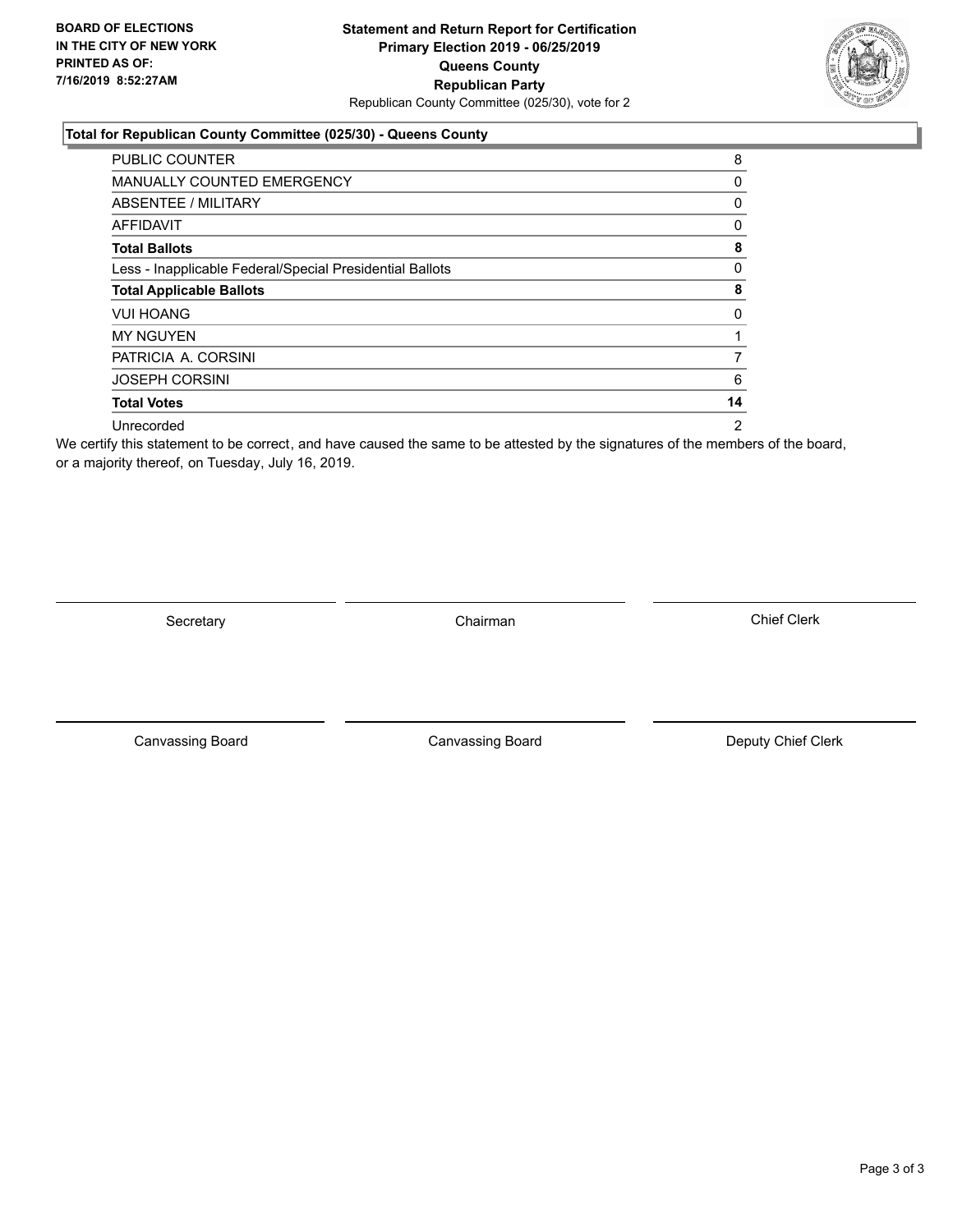**BOARD OF ELECTIONS IN THE CITY OF NEW YORK PRINTED AS OF: 7/16/2019 8:52:27AM**

**Statement and Return Report for Certification**
**Primary Election 2019 - 06/25/2019**
**Queens County**
**Republican Party**
Republican County Committee (025/30), vote for 2

### Total for Republican County Committee (025/30) - Queens County

| | |
|---|---|
| PUBLIC COUNTER | 8 |
| MANUALLY COUNTED EMERGENCY | 0 |
| ABSENTEE / MILITARY | 0 |
| AFFIDAVIT | 0 |
| **Total Ballots** | **8** |
| Less - Inapplicable Federal/Special Presidential Ballots | 0 |
| **Total Applicable Ballots** | **8** |
| VUI HOANG | 0 |
| MY NGUYEN | 1 |
| PATRICIA A. CORSINI | 7 |
| JOSEPH CORSINI | 6 |
| **Total Votes** | **14** |
| Unrecorded | 2 |

We certify this statement to be correct, and have caused the same to be attested by the signatures of the members of the board, or a majority thereof, on Tuesday, July 16, 2019.

Secretary

Chairman

Chief Clerk

Canvassing Board

Canvassing Board

Deputy Chief Clerk